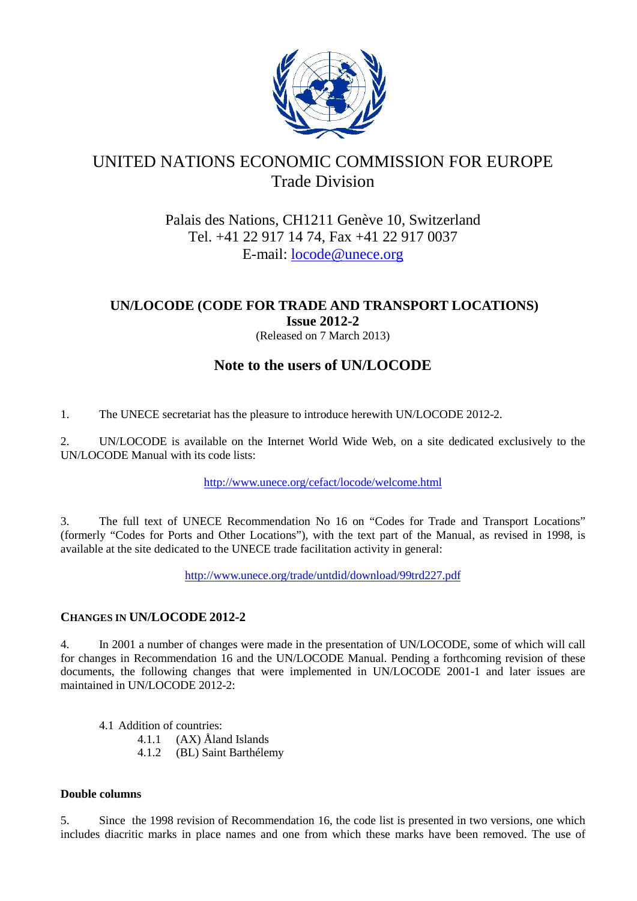# UNITED NATIONS ECONOMIC COMMISSION FOR EUROPE
## Trade Division

Palais des Nations, CH1211 Genève 10, Switzerland
Tel. +41 22 917 14 74, Fax +41 22 917 0037
E-mail: locode@unece.org

**UN/LOCODE (CODE FOR TRADE AND TRANSPORT LOCATIONS)**
**Issue 2012-2**
(Released on 7 March 2013)

## Note to the users of UN/LOCODE

1. The UNECE secretariat has the pleasure to introduce herewith UN/LOCODE 2012-2.

2. UN/LOCODE is available on the Internet World Wide Web, on a site dedicated exclusively to the UN/LOCODE Manual with its code lists:

http://www.unece.org/cefact/locode/welcome.html

3. The full text of UNECE Recommendation No 16 on "Codes for Trade and Transport Locations" (formerly "Codes for Ports and Other Locations"), with the text part of the Manual, as revised in 1998, is available at the site dedicated to the UNECE trade facilitation activity in general:

http://www.unece.org/trade/untdid/download/99trd227.pdf

### CHANGES IN UN/LOCODE 2012-2

4. In 2001 a number of changes were made in the presentation of UN/LOCODE, some of which will call for changes in Recommendation 16 and the UN/LOCODE Manual. Pending a forthcoming revision of these documents, the following changes that were implemented in UN/LOCODE 2001-1 and later issues are maintained in UN/LOCODE 2012-2:

4.1 Addition of countries:
- 4.1.1 (AX) Åland Islands
- 4.1.2 (BL) Saint Barthélemy

#### Double columns

5. Since the 1998 revision of Recommendation 16, the code list is presented in two versions, one which includes diacritic marks in place names and one from which these marks have been removed. The use of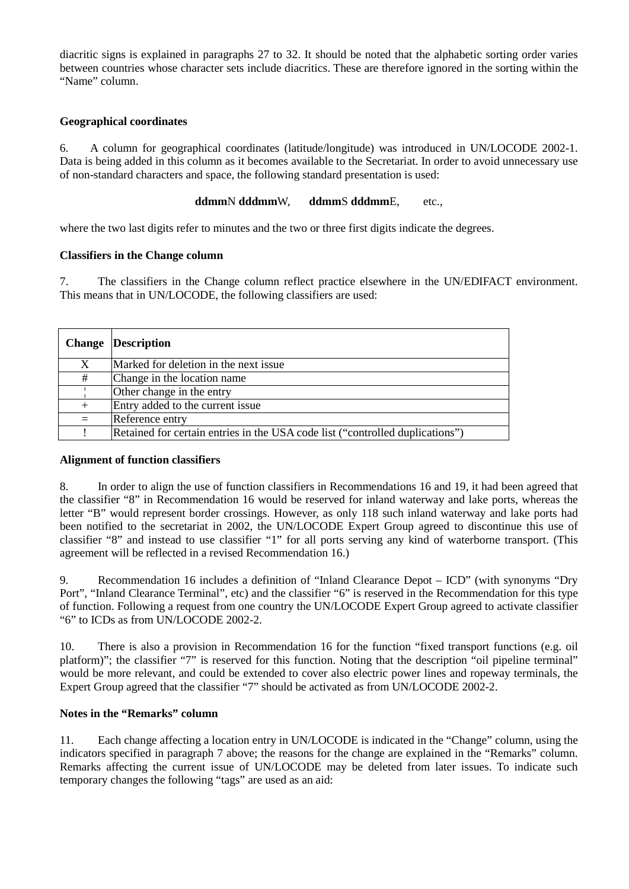diacritic signs is explained in paragraphs 27 to 32. It should be noted that the alphabetic sorting order varies between countries whose character sets include diacritics. These are therefore ignored in the sorting within the “Name” column.

### Geographical coordinates

6. A column for geographical coordinates (latitude/longitude) was introduced in UN/LOCODE 2002-1. Data is being added in this column as it becomes available to the Secretariat. In order to avoid unnecessary use of non-standard characters and space, the following standard presentation is used:

**ddmm**N **dddmm**W, **ddmm**S **dddmm**E, etc.,

where the two last digits refer to minutes and the two or three first digits indicate the degrees.

### Classifiers in the Change column

7. The classifiers in the Change column reflect practice elsewhere in the UN/EDIFACT environment. This means that in UN/LOCODE, the following classifiers are used:

| Change | Description |
|---|---|
| X | Marked for deletion in the next issue |
| # | Change in the location name |
| ¦ | Other change in the entry |
| + | Entry added to the current issue |
| = | Reference entry |
| ! | Retained for certain entries in the USA code list (“controlled duplications”) |

### Alignment of function classifiers

8. In order to align the use of function classifiers in Recommendations 16 and 19, it had been agreed that the classifier “8” in Recommendation 16 would be reserved for inland waterway and lake ports, whereas the letter “B” would represent border crossings. However, as only 118 such inland waterway and lake ports had been notified to the secretariat in 2002, the UN/LOCODE Expert Group agreed to discontinue this use of classifier “8” and instead to use classifier “1” for all ports serving any kind of waterborne transport. (This agreement will be reflected in a revised Recommendation 16.)

9. Recommendation 16 includes a definition of “Inland Clearance Depot – ICD” (with synonyms “Dry Port”, “Inland Clearance Terminal”, etc) and the classifier “6” is reserved in the Recommendation for this type of function. Following a request from one country the UN/LOCODE Expert Group agreed to activate classifier “6” to ICDs as from UN/LOCODE 2002-2.

10. There is also a provision in Recommendation 16 for the function “fixed transport functions (e.g. oil platform)”; the classifier “7” is reserved for this function. Noting that the description “oil pipeline terminal” would be more relevant, and could be extended to cover also electric power lines and ropeway terminals, the Expert Group agreed that the classifier “7” should be activated as from UN/LOCODE 2002-2.

### Notes in the “Remarks” column

11. Each change affecting a location entry in UN/LOCODE is indicated in the “Change” column, using the indicators specified in paragraph 7 above; the reasons for the change are explained in the “Remarks” column. Remarks affecting the current issue of UN/LOCODE may be deleted from later issues. To indicate such temporary changes the following “tags” are used as an aid: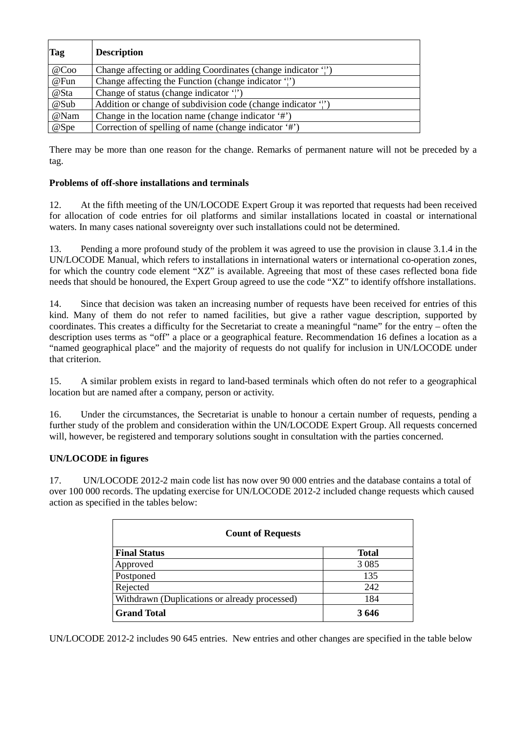| Tag | Description |
| --- | --- |
| @Coo | Change affecting or adding Coordinates (change indicator '¦') |
| @Fun | Change affecting the Function (change indicator '¦') |
| @Sta | Change of status (change indicator '¦') |
| @Sub | Addition or change of subdivision code (change indicator '¦') |
| @Nam | Change in the location name (change indicator '#') |
| @Spe | Correction of spelling of name (change indicator '#') |

There may be more than one reason for the change. Remarks of permanent nature will not be preceded by a tag.

**Problems of off-shore installations and terminals**

12. At the fifth meeting of the UN/LOCODE Expert Group it was reported that requests had been received for allocation of code entries for oil platforms and similar installations located in coastal or international waters. In many cases national sovereignty over such installations could not be determined.

13. Pending a more profound study of the problem it was agreed to use the provision in clause 3.1.4 in the UN/LOCODE Manual, which refers to installations in international waters or international co-operation zones, for which the country code element "XZ" is available. Agreeing that most of these cases reflected bona fide needs that should be honoured, the Expert Group agreed to use the code "XZ" to identify offshore installations.

14. Since that decision was taken an increasing number of requests have been received for entries of this kind. Many of them do not refer to named facilities, but give a rather vague description, supported by coordinates. This creates a difficulty for the Secretariat to create a meaningful "name" for the entry – often the description uses terms as "off" a place or a geographical feature. Recommendation 16 defines a location as a "named geographical place" and the majority of requests do not qualify for inclusion in UN/LOCODE under that criterion.

15. A similar problem exists in regard to land-based terminals which often do not refer to a geographical location but are named after a company, person or activity.

16. Under the circumstances, the Secretariat is unable to honour a certain number of requests, pending a further study of the problem and consideration within the UN/LOCODE Expert Group. All requests concerned will, however, be registered and temporary solutions sought in consultation with the parties concerned.

**UN/LOCODE in figures**

17. UN/LOCODE 2012-2 main code list has now over 90 000 entries and the database contains a total of over 100 000 records. The updating exercise for UN/LOCODE 2012-2 included change requests which caused action as specified in the tables below:

| **Count of Requests** | |
| --- | --- |
| **Final Status** | **Total** |
| Approved | 3 085 |
| Postponed | 135 |
| Rejected | 242 |
| Withdrawn (Duplications or already processed) | 184 |
| **Grand Total** | **3 646** |

UN/LOCODE 2012-2 includes 90 645 entries. New entries and other changes are specified in the table below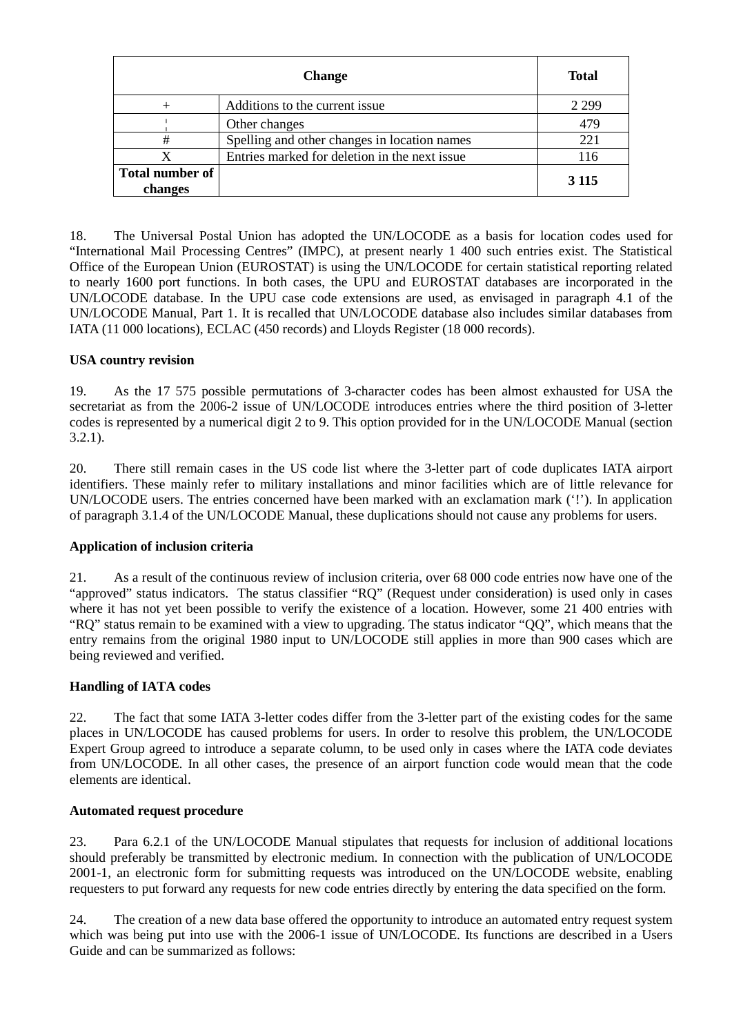| Change | | Total |
|---|---|---|
| + | Additions to the current issue | 2 299 |
| ¦ | Other changes | 479 |
| # | Spelling and other changes in location names | 221 |
| X | Entries marked for deletion in the next issue | 116 |
| **Total number of changes** | | **3 115** |

18. The Universal Postal Union has adopted the UN/LOCODE as a basis for location codes used for “International Mail Processing Centres” (IMPC), at present nearly 1 400 such entries exist. The Statistical Office of the European Union (EUROSTAT) is using the UN/LOCODE for certain statistical reporting related to nearly 1600 port functions. In both cases, the UPU and EUROSTAT databases are incorporated in the UN/LOCODE database. In the UPU case code extensions are used, as envisaged in paragraph 4.1 of the UN/LOCODE Manual, Part 1. It is recalled that UN/LOCODE database also includes similar databases from IATA (11 000 locations), ECLAC (450 records) and Lloyds Register (18 000 records).

**USA country revision**

19. As the 17 575 possible permutations of 3-character codes has been almost exhausted for USA the secretariat as from the 2006-2 issue of UN/LOCODE introduces entries where the third position of 3-letter codes is represented by a numerical digit 2 to 9. This option provided for in the UN/LOCODE Manual (section 3.2.1).

20. There still remain cases in the US code list where the 3-letter part of code duplicates IATA airport identifiers. These mainly refer to military installations and minor facilities which are of little relevance for UN/LOCODE users. The entries concerned have been marked with an exclamation mark (‘!’). In application of paragraph 3.1.4 of the UN/LOCODE Manual, these duplications should not cause any problems for users.

**Application of inclusion criteria**

21. As a result of the continuous review of inclusion criteria, over 68 000 code entries now have one of the “approved” status indicators. The status classifier “RQ” (Request under consideration) is used only in cases where it has not yet been possible to verify the existence of a location. However, some 21 400 entries with “RQ” status remain to be examined with a view to upgrading. The status indicator “QQ”, which means that the entry remains from the original 1980 input to UN/LOCODE still applies in more than 900 cases which are being reviewed and verified.

**Handling of IATA codes**

22. The fact that some IATA 3-letter codes differ from the 3-letter part of the existing codes for the same places in UN/LOCODE has caused problems for users. In order to resolve this problem, the UN/LOCODE Expert Group agreed to introduce a separate column, to be used only in cases where the IATA code deviates from UN/LOCODE. In all other cases, the presence of an airport function code would mean that the code elements are identical.

**Automated request procedure**

23. Para 6.2.1 of the UN/LOCODE Manual stipulates that requests for inclusion of additional locations should preferably be transmitted by electronic medium. In connection with the publication of UN/LOCODE 2001-1, an electronic form for submitting requests was introduced on the UN/LOCODE website, enabling requesters to put forward any requests for new code entries directly by entering the data specified on the form.

24. The creation of a new data base offered the opportunity to introduce an automated entry request system which was being put into use with the 2006-1 issue of UN/LOCODE. Its functions are described in a Users Guide and can be summarized as follows: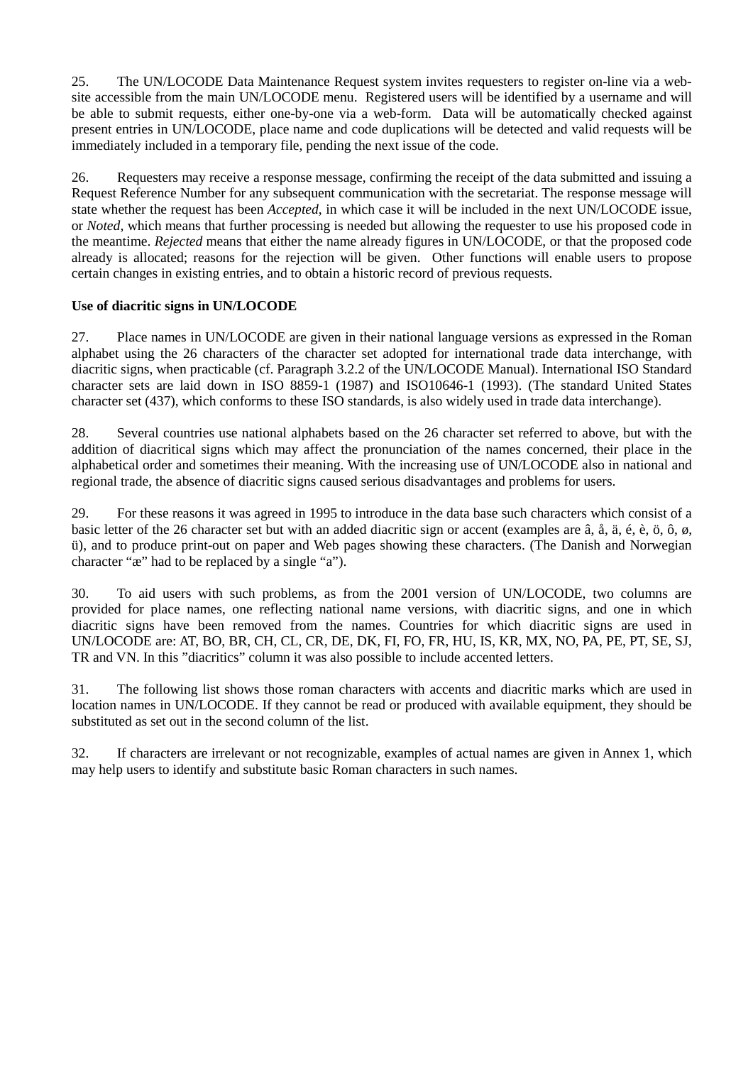25. The UN/LOCODE Data Maintenance Request system invites requesters to register on-line via a web-site accessible from the main UN/LOCODE menu. Registered users will be identified by a username and will be able to submit requests, either one-by-one via a web-form. Data will be automatically checked against present entries in UN/LOCODE, place name and code duplications will be detected and valid requests will be immediately included in a temporary file, pending the next issue of the code.

26. Requesters may receive a response message, confirming the receipt of the data submitted and issuing a Request Reference Number for any subsequent communication with the secretariat. The response message will state whether the request has been *Accepted*, in which case it will be included in the next UN/LOCODE issue, or *Noted*, which means that further processing is needed but allowing the requester to use his proposed code in the meantime. *Rejected* means that either the name already figures in UN/LOCODE, or that the proposed code already is allocated; reasons for the rejection will be given. Other functions will enable users to propose certain changes in existing entries, and to obtain a historic record of previous requests.

**Use of diacritic signs in UN/LOCODE**

27. Place names in UN/LOCODE are given in their national language versions as expressed in the Roman alphabet using the 26 characters of the character set adopted for international trade data interchange, with diacritic signs, when practicable (cf. Paragraph 3.2.2 of the UN/LOCODE Manual). International ISO Standard character sets are laid down in ISO 8859-1 (1987) and ISO10646-1 (1993). (The standard United States character set (437), which conforms to these ISO standards, is also widely used in trade data interchange).

28. Several countries use national alphabets based on the 26 character set referred to above, but with the addition of diacritical signs which may affect the pronunciation of the names concerned, their place in the alphabetical order and sometimes their meaning. With the increasing use of UN/LOCODE also in national and regional trade, the absence of diacritic signs caused serious disadvantages and problems for users.

29. For these reasons it was agreed in 1995 to introduce in the data base such characters which consist of a basic letter of the 26 character set but with an added diacritic sign or accent (examples are â, å, ä, é, è, ö, ô, ø, ü), and to produce print-out on paper and Web pages showing these characters. (The Danish and Norwegian character "æ" had to be replaced by a single "a").

30. To aid users with such problems, as from the 2001 version of UN/LOCODE, two columns are provided for place names, one reflecting national name versions, with diacritic signs, and one in which diacritic signs have been removed from the names. Countries for which diacritic signs are used in UN/LOCODE are: AT, BO, BR, CH, CL, CR, DE, DK, FI, FO, FR, HU, IS, KR, MX, NO, PA, PE, PT, SE, SJ, TR and VN. In this "diacritics" column it was also possible to include accented letters.

31. The following list shows those roman characters with accents and diacritic marks which are used in location names in UN/LOCODE. If they cannot be read or produced with available equipment, they should be substituted as set out in the second column of the list.

32. If characters are irrelevant or not recognizable, examples of actual names are given in Annex 1, which may help users to identify and substitute basic Roman characters in such names.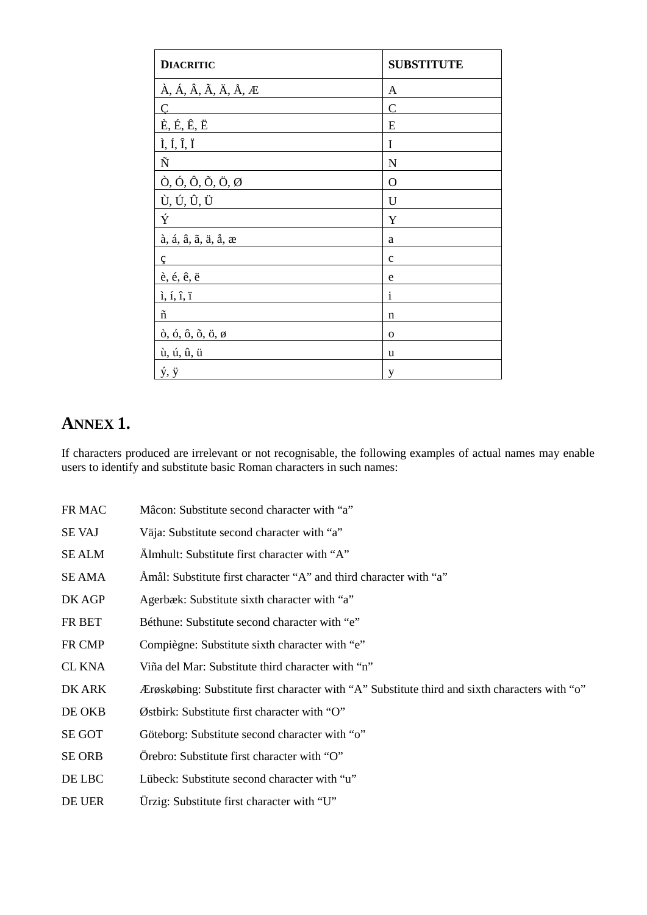| DIACRITIC | SUBSTITUTE |
|---|---|
| À, Á, Â, Ã, Ä, Å, Æ | A |
| Ç | C |
| È, É, Ê, Ë | E |
| Ì, Í, Î, Ï | I |
| Ñ | N |
| Ò, Ó, Ô, Õ, Ö, Ø | O |
| Ù, Ú, Û, Ü | U |
| Ý | Y |
| à, á, â, ã, ä, å, æ | a |
| ç | c |
| è, é, ê, ë | e |
| ì, í, î, ï | i |
| ñ | n |
| ò, ó, ô, õ, ö, ø | o |
| ù, ú, û, ü | u |
| ý, ÿ | y |

## ANNEX 1.

If characters produced are irrelevant or not recognisable, the following examples of actual names may enable users to identify and substitute basic Roman characters in such names:

| | |
|---|---|
| FR MAC | Mâcon: Substitute second character with “a” |
| SE VAJ | Väja: Substitute second character with “a” |
| SE ALM | Älmhult: Substitute first character with “A” |
| SE AMA | Åmål: Substitute first character “A” and third character with “a” |
| DK AGP | Agerbæk: Substitute sixth character with “a” |
| FR BET | Béthune: Substitute second character with “e” |
| FR CMP | Compiègne: Substitute sixth character with “e” |
| CL KNA | Viña del Mar: Substitute third character with “n” |
| DK ARK | Ærøskøbing: Substitute first character with “A” Substitute third and sixth characters with “o” |
| DE OKB | Østbirk: Substitute first character with “O” |
| SE GOT | Göteborg: Substitute second character with “o” |
| SE ORB | Örebro: Substitute first character with “O” |
| DE LBC | Lübeck: Substitute second character with “u” |
| DE UER | Ürzig: Substitute first character with “U” |